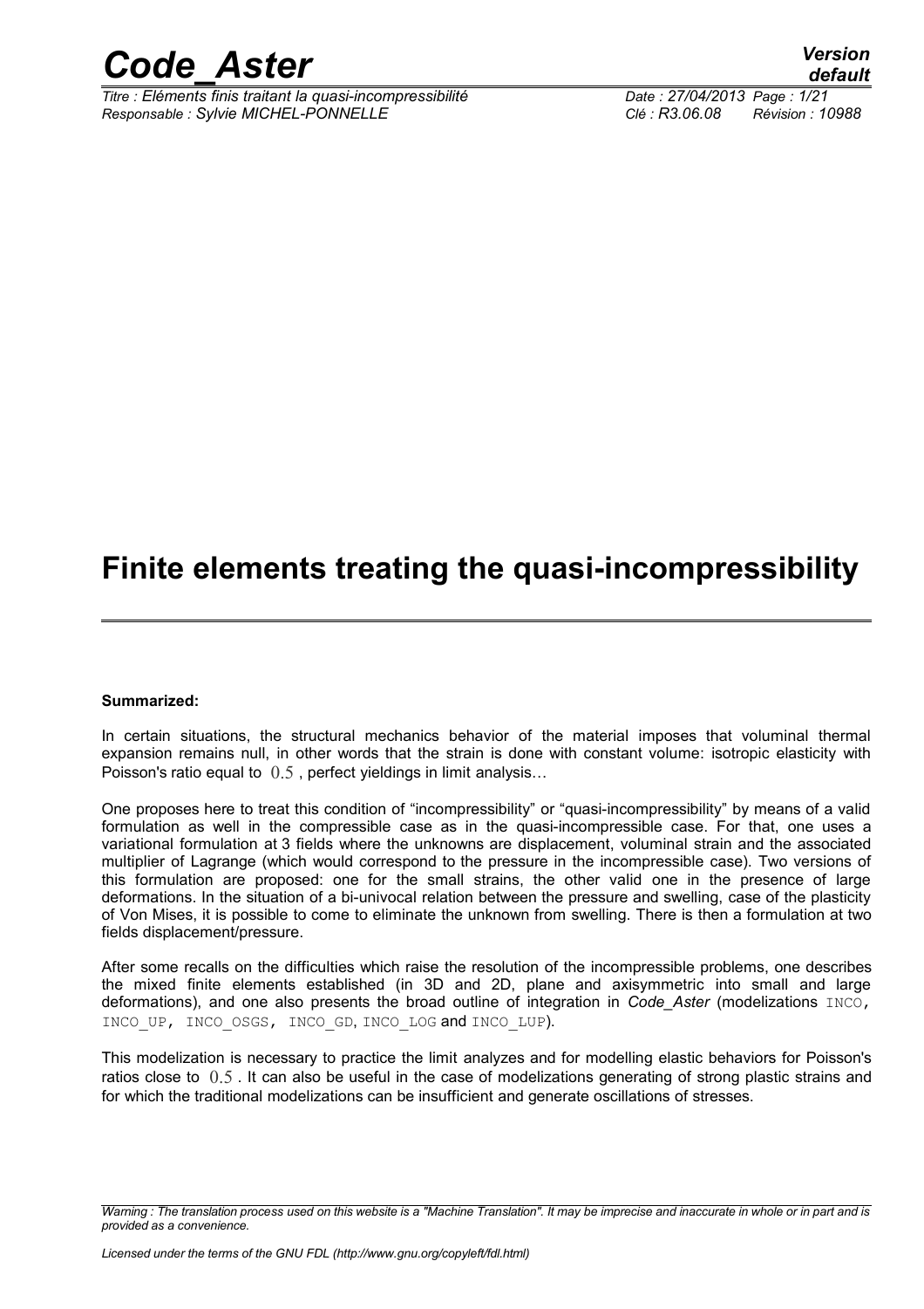# Finite elements treating the quasi-incompressibility

**Summarized:**

In certain situations, the structural mechanics behavior of the material imposes that voluminal thermal expansion remains null, in other words that the strain is done with constant volume: isotropic elasticity with Poisson's ratio equal to $0.5$, perfect yieldings in limit analysis…

One proposes here to treat this condition of "incompressibility" or "quasi-incompressibility" by means of a valid formulation as well in the compressible case as in the quasi-incompressible case. For that, one uses a variational formulation at 3 fields where the unknowns are displacement, voluminal strain and the associated multiplier of Lagrange (which would correspond to the pressure in the incompressible case). Two versions of this formulation are proposed: one for the small strains, the other valid one in the presence of large deformations. In the situation of a bi-univocal relation between the pressure and swelling, case of the plasticity of Von Mises, it is possible to come to eliminate the unknown from swelling. There is then a formulation at two fields displacement/pressure.

After some recalls on the difficulties which raise the resolution of the incompressible problems, one describes the mixed finite elements established (in 3D and 2D, plane and axisymmetric into small and large deformations), and one also presents the broad outline of integration in *Code_Aster* (modelizations `INCO`, `INCO_UP`, `INCO_OSGS`, `INCO_GD`, `INCO_LOG` and `INCO_LUP`).

This modelization is necessary to practice the limit analyzes and for modelling elastic behaviors for Poisson's ratios close to $0.5$. It can also be useful in the case of modelizations generating of strong plastic strains and for which the traditional modelizations can be insufficient and generate oscillations of stresses.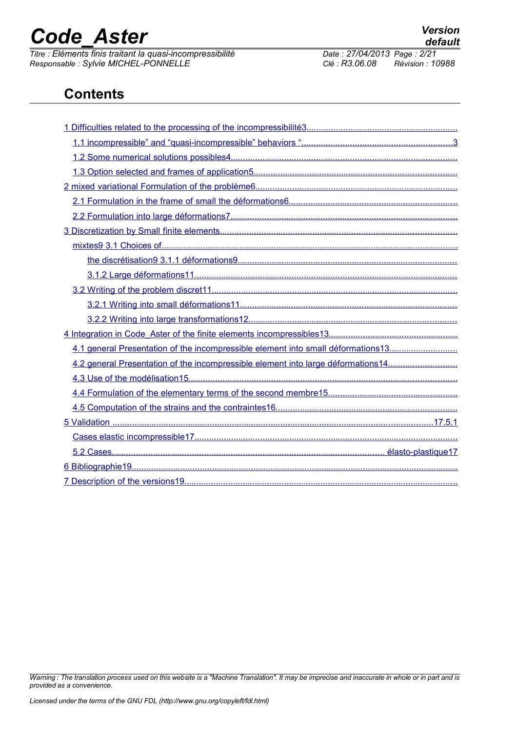# Contents

1 Difficulties related to the processing of the incompressibilité3

1.1 incompressible" and "quasi-incompressible" behaviors "3

1.2 Some numerical solutions possibles4

1.3 Option selected and frames of application5

2 mixed variational Formulation of the problème6

2.1 Formulation in the frame of small the déformations6

2.2 Formulation into large déformations7

3 Discretization by Small finite elements

mixtes9 3.1 Choices of

the discrétisation9 3.1.1 déformations9

3.1.2 Large déformations11

3.2 Writing of the problem discret11

3.2.1 Writing into small déformations11

3.2.2 Writing into large transformations12

4 Integration in Code_Aster of the finite elements incompressibles13

4.1 general Presentation of the incompressible element into small déformations13

4.2 general Presentation of the incompressible element into large déformations14

4.3 Use of the modélisation15

4.4 Formulation of the elementary terms of the second membre15

4.5 Computation of the strains and the contraintes16

5 Validation 17.5.1

Cases elastic incompressible17

5.2 Cases élasto-plastique17

6 Bibliographie19

7 Description of the versions19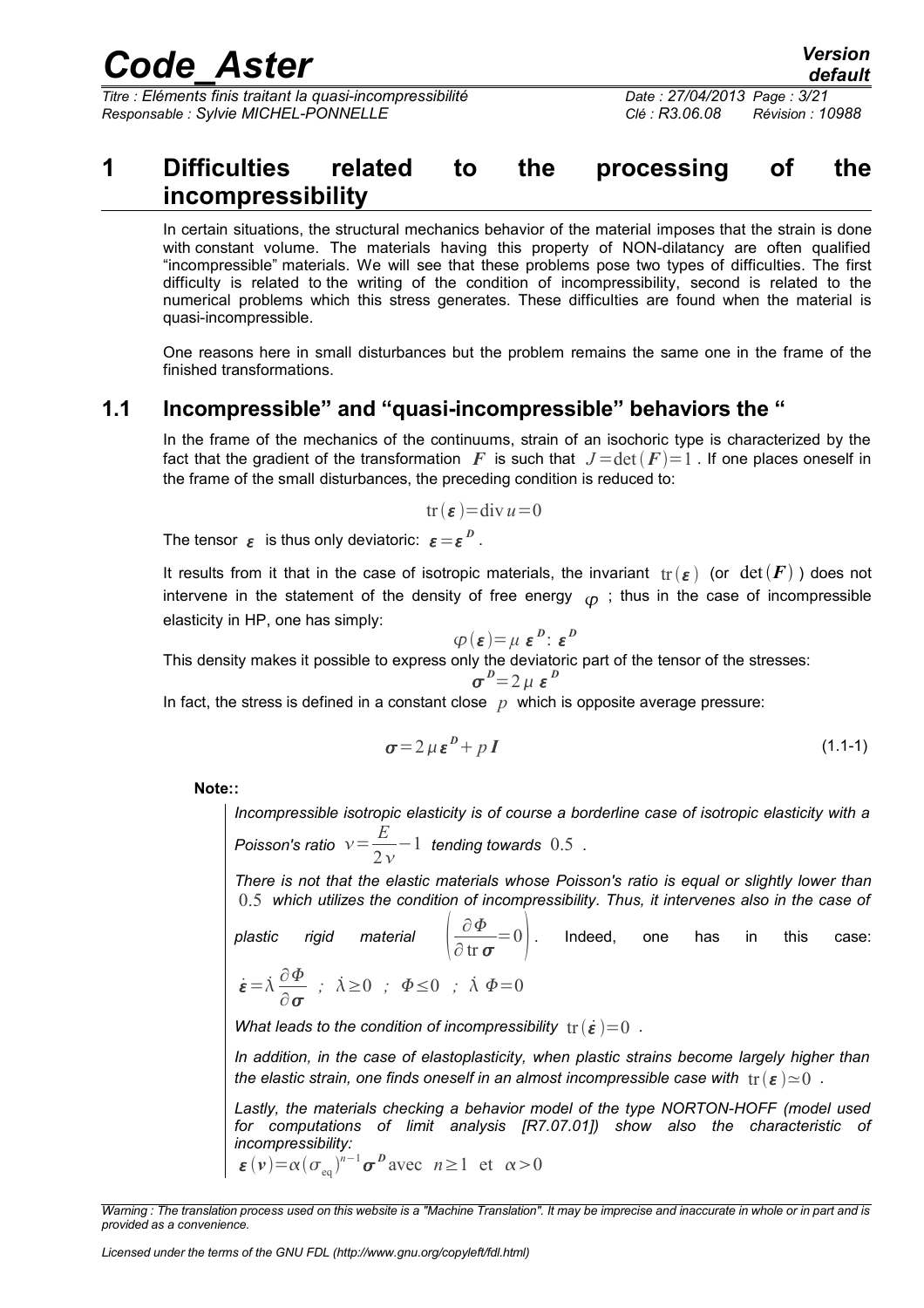# 1 Difficulties related to the processing of the incompressibility

In certain situations, the structural mechanics behavior of the material imposes that the strain is done with constant volume. The materials having this property of NON-dilatancy are often qualified "incompressible" materials. We will see that these problems pose two types of difficulties. The first difficulty is related to the writing of the condition of incompressibility, second is related to the numerical problems which this stress generates. These difficulties are found when the material is quasi-incompressible.

One reasons here in small disturbances but the problem remains the same one in the frame of the finished transformations.

## 1.1 Incompressible" and "quasi-incompressible" behaviors the "

In the frame of the mechanics of the continuums, strain of an isochoric type is characterized by the fact that the gradient of the transformation $\boldsymbol{F}$ is such that $J=\det(\boldsymbol{F})=1$ . If one places oneself in the frame of the small disturbances, the preceding condition is reduced to:

$$\mathrm{tr}(\boldsymbol{\varepsilon})=\mathrm{div}\,u=0$$

The tensor $\boldsymbol{\varepsilon}$ is thus only deviatoric: $\boldsymbol{\varepsilon}=\boldsymbol{\varepsilon}^{\boldsymbol{D}}$ .

It results from it that in the case of isotropic materials, the invariant $\mathrm{tr}(\boldsymbol{\varepsilon})$ (or $\det(\boldsymbol{F})$ ) does not intervene in the statement of the density of free energy $\varphi$ ; thus in the case of incompressible elasticity in HP, one has simply:

$$\varphi(\boldsymbol{\varepsilon})=\mu\,\boldsymbol{\varepsilon}^{\boldsymbol{D}}:\boldsymbol{\varepsilon}^{\boldsymbol{D}}$$

This density makes it possible to express only the deviatoric part of the tensor of the stresses:

$$\boldsymbol{\sigma}^{\boldsymbol{D}}=2\,\mu\,\boldsymbol{\varepsilon}^{\boldsymbol{D}}$$

In fact, the stress is defined in a constant close $p$ which is opposite average pressure:

$$\boldsymbol{\sigma}=2\,\mu\,\boldsymbol{\varepsilon}^{\boldsymbol{D}}+p\,\boldsymbol{I} \tag{1.1-1}$$

**Note::**

*Incompressible isotropic elasticity is of course a borderline case of isotropic elasticity with a Poisson's ratio* $\nu=\dfrac{E}{2\nu}-1$ *tending towards* $0.5$ *.*

*There is not that the elastic materials whose Poisson's ratio is equal or slightly lower than* $0.5$ *which utilizes the condition of incompressibility. Thus, it intervenes also in the case of plastic rigid material* $\left(\dfrac{\partial\Phi}{\partial\,\mathrm{tr}\,\boldsymbol{\sigma}}=0\right)$*. Indeed, one has in this case:* $\dot{\boldsymbol{\varepsilon}}=\dot{\lambda}\dfrac{\partial\Phi}{\partial\boldsymbol{\sigma}}\ ;\ \dot{\lambda}\geq 0\ ;\ \Phi\leq 0\ ;\ \dot{\lambda}\,\Phi=0$

*What leads to the condition of incompressibility* $\mathrm{tr}(\dot{\boldsymbol{\varepsilon}})=0$ *.*

*In addition, in the case of elastoplasticity, when plastic strains become largely higher than the elastic strain, one finds oneself in an almost incompressible case with* $\mathrm{tr}(\boldsymbol{\varepsilon})\simeq 0$ *.*

*Lastly, the materials checking a behavior model of the type NORTON-HOFF (model used for computations of limit analysis [R7.07.01]) show also the characteristic of incompressibility:*

$$\boldsymbol{\varepsilon}(\boldsymbol{v})=\alpha(\sigma_{\mathrm{eq}})^{n-1}\boldsymbol{\sigma}^{\boldsymbol{D}}\ \text{avec}\ \ n\geq 1\ \ \text{et}\ \ \alpha>0$$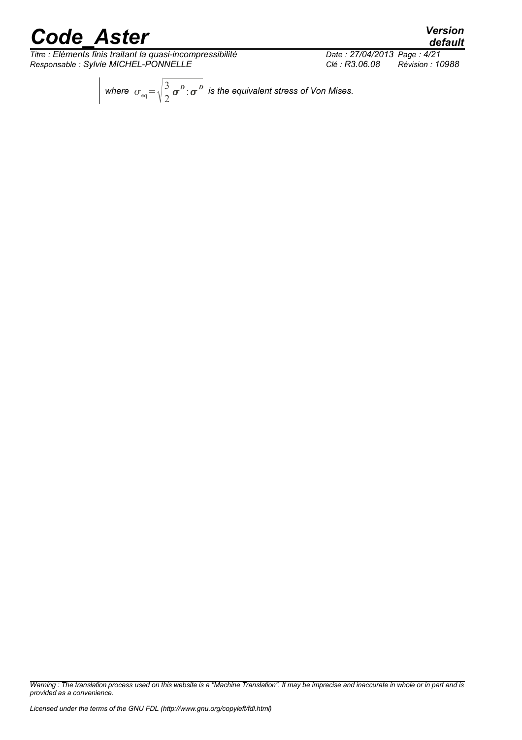*where* $\sigma_{\text{eq}} = \sqrt{\frac{3}{2} \boldsymbol{\sigma}^{D} : \boldsymbol{\sigma}^{D}}$ *is the equivalent stress of Von Mises.*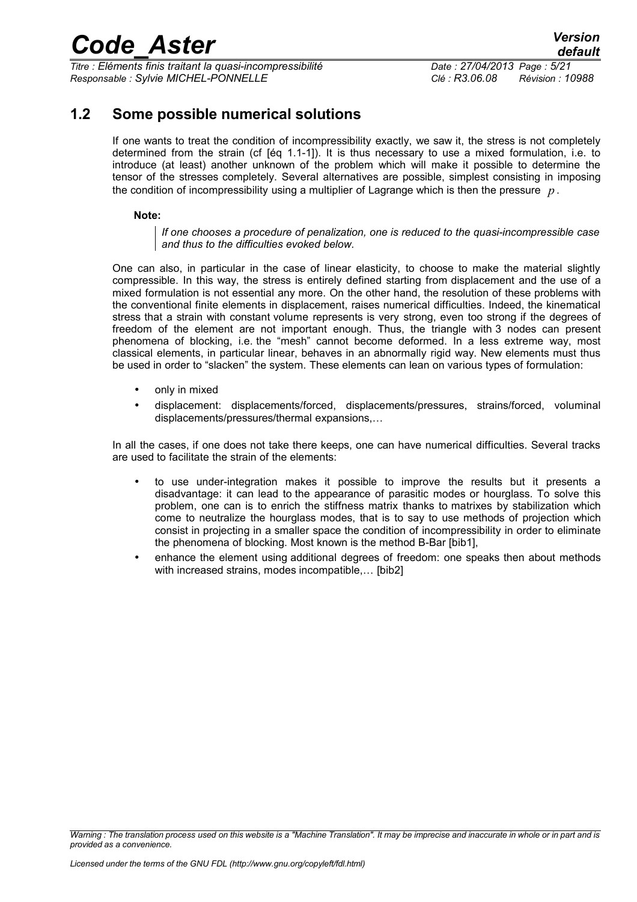## 1.2 Some possible numerical solutions

If one wants to treat the condition of incompressibility exactly, we saw it, the stress is not completely determined from the strain (cf [éq 1.1-1]). It is thus necessary to use a mixed formulation, i.e. to introduce (at least) another unknown of the problem which will make it possible to determine the tensor of the stresses completely. Several alternatives are possible, simplest consisting in imposing the condition of incompressibility using a multiplier of Lagrange which is then the pressure $p$.

**Note:**

> *If one chooses a procedure of penalization, one is reduced to the quasi-incompressible case and thus to the difficulties evoked below.*

One can also, in particular in the case of linear elasticity, to choose to make the material slightly compressible. In this way, the stress is entirely defined starting from displacement and the use of a mixed formulation is not essential any more. On the other hand, the resolution of these problems with the conventional finite elements in displacement, raises numerical difficulties. Indeed, the kinematical stress that a strain with constant volume represents is very strong, even too strong if the degrees of freedom of the element are not important enough. Thus, the triangle with 3 nodes can present phenomena of blocking, i.e. the "mesh" cannot become deformed. In a less extreme way, most classical elements, in particular linear, behaves in an abnormally rigid way. New elements must thus be used in order to "slacken" the system. These elements can lean on various types of formulation:

- only in mixed
- displacement: displacements/forced, displacements/pressures, strains/forced, voluminal displacements/pressures/thermal expansions,…

In all the cases, if one does not take there keeps, one can have numerical difficulties. Several tracks are used to facilitate the strain of the elements:

- to use under-integration makes it possible to improve the results but it presents a disadvantage: it can lead to the appearance of parasitic modes or hourglass. To solve this problem, one can is to enrich the stiffness matrix thanks to matrixes by stabilization which come to neutralize the hourglass modes, that is to say to use methods of projection which consist in projecting in a smaller space the condition of incompressibility in order to eliminate the phenomena of blocking. Most known is the method B-Bar [bib1],
- enhance the element using additional degrees of freedom: one speaks then about methods with increased strains, modes incompatible,… [bib2]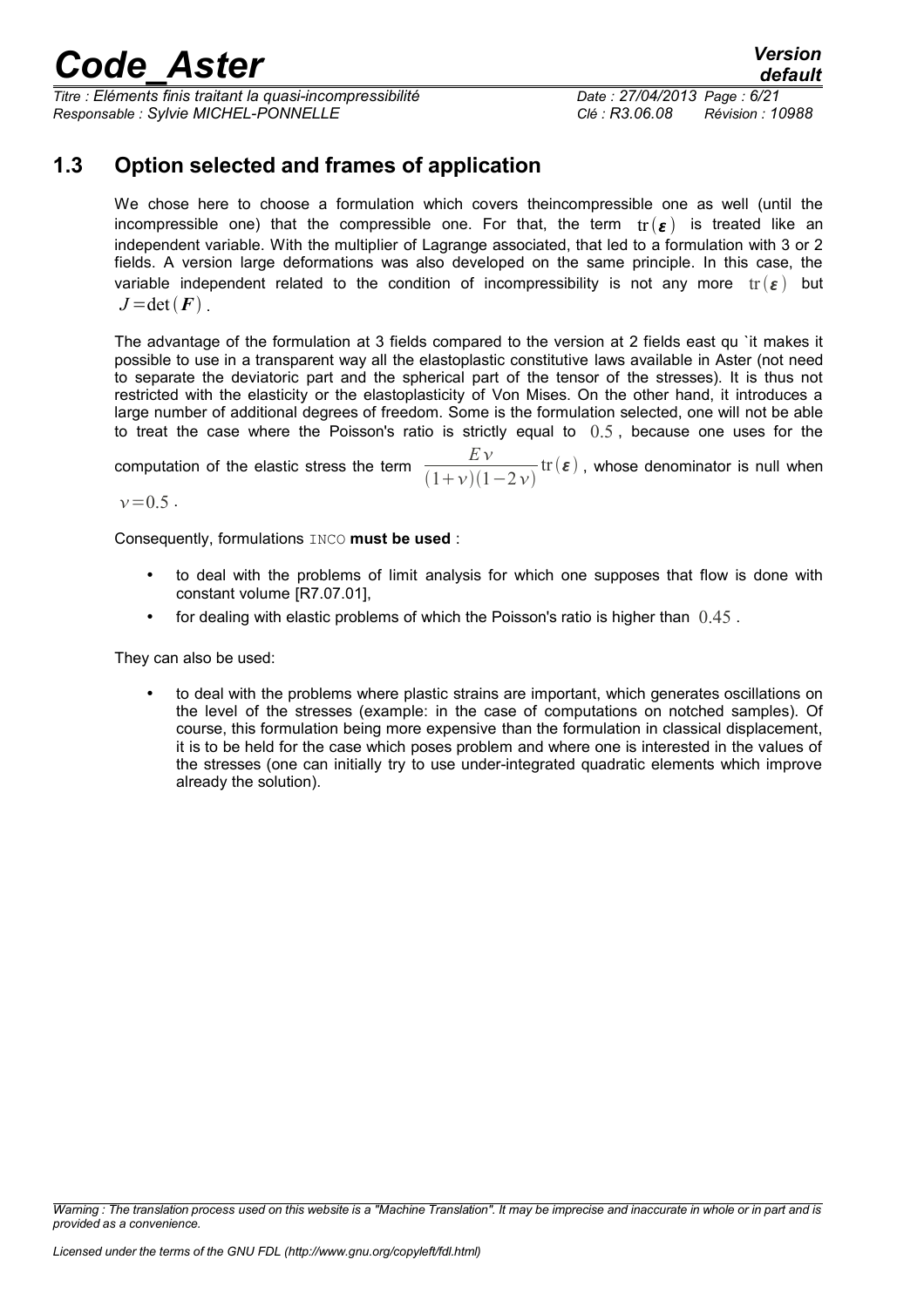## 1.3 Option selected and frames of application

We chose here to choose a formulation which covers theincompressible one as well (until the incompressible one) that the compressible one. For that, the term $\text{tr}(\boldsymbol{\varepsilon})$ is treated like an independent variable. With the multiplier of Lagrange associated, that led to a formulation with 3 or 2 fields. A version large deformations was also developed on the same principle. In this case, the variable independent related to the condition of incompressibility is not any more $\text{tr}(\boldsymbol{\varepsilon})$ but $J = \det(\boldsymbol{F})$.

The advantage of the formulation at 3 fields compared to the version at 2 fields east qu `it makes it possible to use in a transparent way all the elastoplastic constitutive laws available in Aster (not need to separate the deviatoric part and the spherical part of the tensor of the stresses). It is thus not restricted with the elasticity or the elastoplasticity of Von Mises. On the other hand, it introduces a large number of additional degrees of freedom. Some is the formulation selected, one will not be able to treat the case where the Poisson's ratio is strictly equal to $0.5$, because one uses for the computation of the elastic stress the term $\frac{E\nu}{(1+\nu)(1-2\nu)}\text{tr}(\boldsymbol{\varepsilon})$, whose denominator is null when $\nu = 0.5$.

Consequently, formulations INCO **must be used** :

- to deal with the problems of limit analysis for which one supposes that flow is done with constant volume [R7.07.01],
- for dealing with elastic problems of which the Poisson's ratio is higher than $0.45$.

They can also be used:

- to deal with the problems where plastic strains are important, which generates oscillations on the level of the stresses (example: in the case of computations on notched samples). Of course, this formulation being more expensive than the formulation in classical displacement, it is to be held for the case which poses problem and where one is interested in the values of the stresses (one can initially try to use under-integrated quadratic elements which improve already the solution).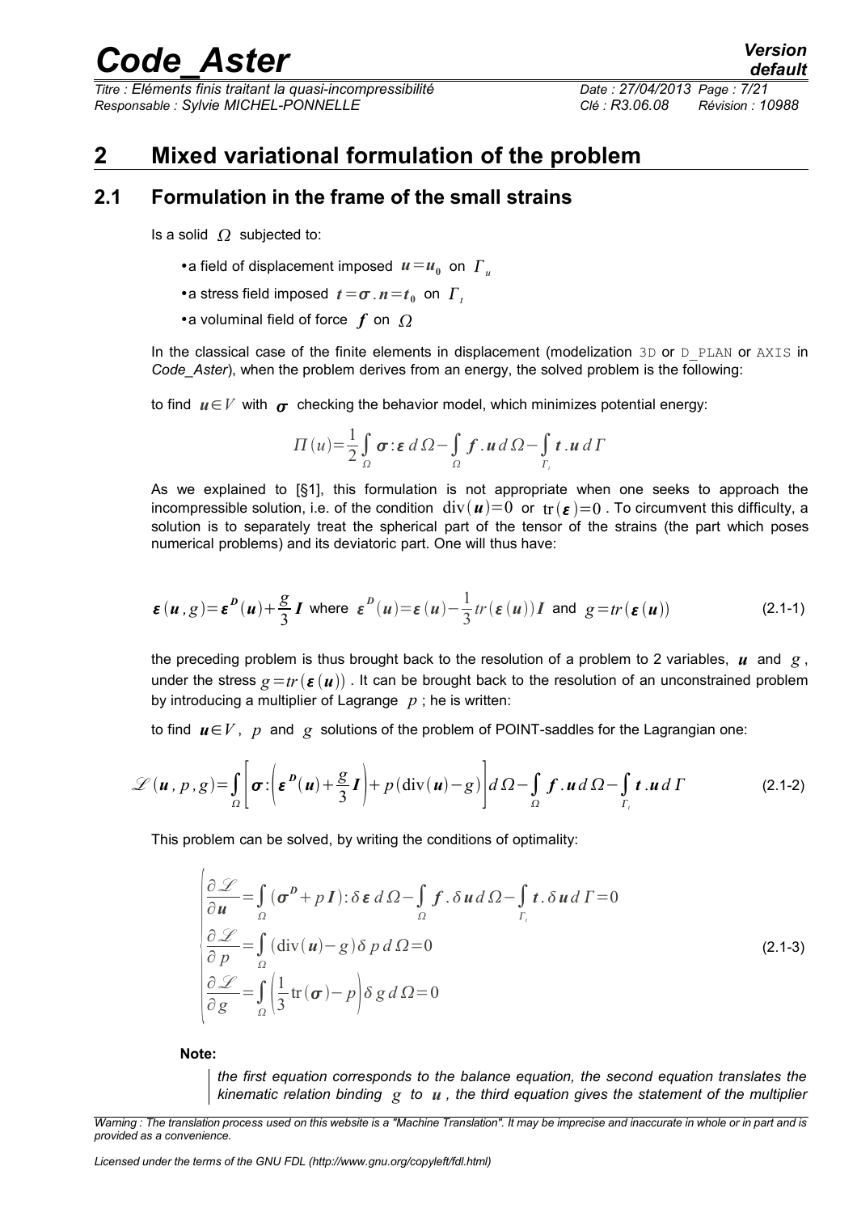# 2 Mixed variational formulation of the problem

## 2.1 Formulation in the frame of the small strains

Is a solid $\Omega$ subjected to:

- a field of displacement imposed $\boldsymbol{u}=\boldsymbol{u}_0$ on $\Gamma_u$
- a stress field imposed $\boldsymbol{t}=\boldsymbol{\sigma}.\boldsymbol{n}=\boldsymbol{t}_0$ on $\Gamma_t$
- a voluminal field of force $\boldsymbol{f}$ on $\Omega$

In the classical case of the finite elements in displacement (modelization `3D` or `D_PLAN` or `AXIS` in *Code_Aster*), when the problem derives from an energy, the solved problem is the following:

to find $\boldsymbol{u}\in V$ with $\boldsymbol{\sigma}$ checking the behavior model, which minimizes potential energy:

$$\Pi(u)=\frac{1}{2}\int_\Omega \boldsymbol{\sigma}:\boldsymbol{\varepsilon}\,d\Omega-\int_\Omega \boldsymbol{f}.\boldsymbol{u}\,d\Omega-\int_{\Gamma_t}\boldsymbol{t}.\boldsymbol{u}\,d\Gamma$$

As we explained to [§1], this formulation is not appropriate when one seeks to approach the incompressible solution, i.e. of the condition $\operatorname{div}(\boldsymbol{u})=0$ or $\operatorname{tr}(\boldsymbol{\varepsilon})=0$. To circumvent this difficulty, a solution is to separately treat the spherical part of the tensor of the strains (the part which poses numerical problems) and its deviatoric part. One will thus have:

$$\boldsymbol{\varepsilon}(\boldsymbol{u},g)=\boldsymbol{\varepsilon}^{\boldsymbol{D}}(\boldsymbol{u})+\frac{g}{3}\boldsymbol{I}\ \text{ where }\ \boldsymbol{\varepsilon}^{\boldsymbol{D}}(\boldsymbol{u})=\boldsymbol{\varepsilon}(\boldsymbol{u})-\frac{1}{3}tr(\boldsymbol{\varepsilon}(\boldsymbol{u}))\boldsymbol{I}\ \text{ and }\ g=tr(\boldsymbol{\varepsilon}(\boldsymbol{u})) \tag{2.1-1}$$

the preceding problem is thus brought back to the resolution of a problem to 2 variables, $\boldsymbol{u}$ and $g$, under the stress $g=tr(\boldsymbol{\varepsilon}(\boldsymbol{u}))$. It can be brought back to the resolution of an unconstrained problem by introducing a multiplier of Lagrange $p$ ; he is written:

to find $\boldsymbol{u}\in V$, $p$ and $g$ solutions of the problem of POINT-saddles for the Lagrangian one:

$$\mathscr{L}(\boldsymbol{u},p,g)=\int_\Omega\left[\boldsymbol{\sigma}:\left(\boldsymbol{\varepsilon}^{\boldsymbol{D}}(\boldsymbol{u})+\frac{g}{3}\boldsymbol{I}\right)+p(\operatorname{div}(\boldsymbol{u})-g)\right]d\Omega-\int_\Omega \boldsymbol{f}.\boldsymbol{u}\,d\Omega-\int_{\Gamma_t}\boldsymbol{t}.\boldsymbol{u}\,d\Gamma \tag{2.1-2}$$

This problem can be solved, by writing the conditions of optimality:

$$\begin{cases}\dfrac{\partial\mathscr{L}}{\partial\boldsymbol{u}}=\displaystyle\int_\Omega(\boldsymbol{\sigma}^{\boldsymbol{D}}+p\boldsymbol{I}):\delta\boldsymbol{\varepsilon}\,d\Omega-\int_\Omega\boldsymbol{f}.\delta\boldsymbol{u}\,d\Omega-\int_{\Gamma_t}\boldsymbol{t}.\delta\boldsymbol{u}\,d\Gamma=0\\[2mm] \dfrac{\partial\mathscr{L}}{\partial p}=\displaystyle\int_\Omega(\operatorname{div}(\boldsymbol{u})-g)\,\delta p\,d\Omega=0\\[2mm] \dfrac{\partial\mathscr{L}}{\partial g}=\displaystyle\int_\Omega\left(\frac{1}{3}\operatorname{tr}(\boldsymbol{\sigma})-p\right)\delta g\,d\Omega=0\end{cases} \tag{2.1-3}$$

**Note:**

*the first equation corresponds to the balance equation, the second equation translates the kinematic relation binding $g$ to $\boldsymbol{u}$, the third equation gives the statement of the multiplier*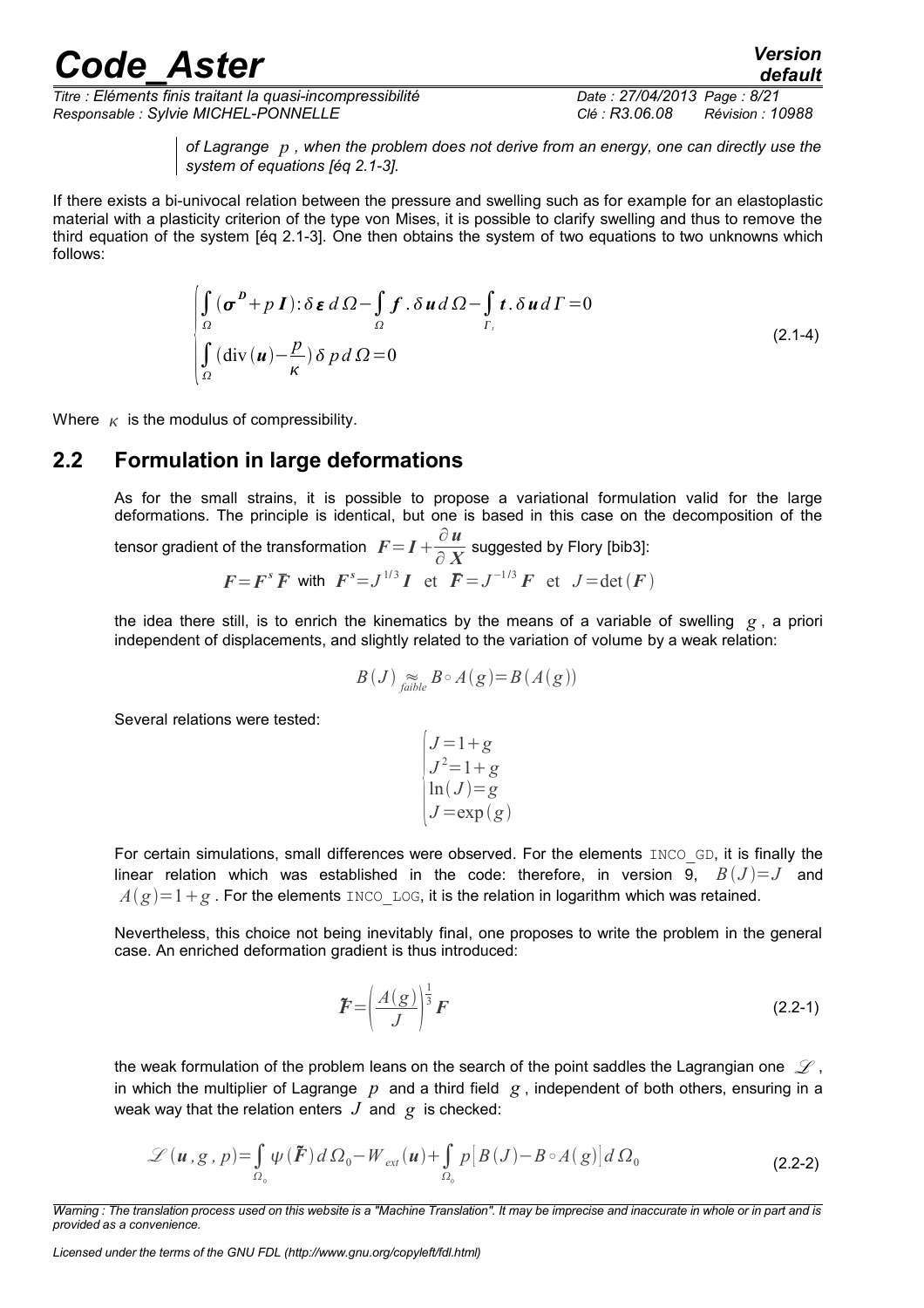*of Lagrange $p$, when the problem does not derive from an energy, one can directly use the system of equations [éq 2.1-3].*

If there exists a bi-univocal relation between the pressure and swelling such as for example for an elastoplastic material with a plasticity criterion of the type von Mises, it is possible to clarify swelling and thus to remove the third equation of the system [éq 2.1-3]. One then obtains the system of two equations to two unknowns which follows:

$$\begin{cases} \int_{\Omega} (\boldsymbol{\sigma}^{D} + p\,\boldsymbol{I}) : \delta\boldsymbol{\varepsilon}\, d\Omega - \int_{\Omega} \boldsymbol{f} . \delta\boldsymbol{u}\, d\Omega - \int_{\Gamma_t} \boldsymbol{t} . \delta\boldsymbol{u}\, d\Gamma = 0 \\ \int_{\Omega} (\operatorname{div}(\boldsymbol{u}) - \frac{p}{\kappa})\, \delta p\, d\Omega = 0 \end{cases} \tag{2.1-4}$$

Where $\kappa$ is the modulus of compressibility.

## 2.2 Formulation in large deformations

As for the small strains, it is possible to propose a variational formulation valid for the large deformations. The principle is identical, but one is based in this case on the decomposition of the tensor gradient of the transformation $\boldsymbol{F} = \boldsymbol{I} + \frac{\partial \boldsymbol{u}}{\partial \boldsymbol{X}}$ suggested by Flory [bib3]:

$$\boldsymbol{F} = \boldsymbol{F}^{s}\, \bar{\boldsymbol{F}} \text{ with } \boldsymbol{F}^{s} = J^{1/3}\boldsymbol{I} \text{ et } \bar{\boldsymbol{F}} = J^{-1/3}\boldsymbol{F} \text{ et } J = \det(\boldsymbol{F})$$

the idea there still, is to enrich the kinematics by the means of a variable of swelling $g$, a priori independent of displacements, and slightly related to the variation of volume by a weak relation:

$$B(J) \underset{faible}{\approx} B \circ A(g) = B(A(g))$$

Several relations were tested:

$$\begin{cases} J = 1 + g \\ J^{2} = 1 + g \\ \ln(J) = g \\ J = \exp(g) \end{cases}$$

For certain simulations, small differences were observed. For the elements `INCO_GD`, it is finally the linear relation which was established in the code: therefore, in version 9, $B(J) = J$ and $A(g) = 1 + g$. For the elements `INCO_LOG`, it is the relation in logarithm which was retained.

Nevertheless, this choice not being inevitably final, one proposes to write the problem in the general case. An enriched deformation gradient is thus introduced:

$$\tilde{\boldsymbol{F}} = \left(\frac{A(g)}{J}\right)^{\frac{1}{3}} \boldsymbol{F} \tag{2.2-1}$$

the weak formulation of the problem leans on the search of the point saddles the Lagrangian one $\mathscr{L}$, in which the multiplier of Lagrange $p$ and a third field $g$, independent of both others, ensuring in a weak way that the relation enters $J$ and $g$ is checked:

$$\mathscr{L}(\boldsymbol{u}, g, p) = \int_{\Omega_0} \psi(\tilde{\boldsymbol{F}})\, d\Omega_0 - W_{ext}(\boldsymbol{u}) + \int_{\Omega_0} p\left[B(J) - B \circ A(g)\right] d\Omega_0 \tag{2.2-2}$$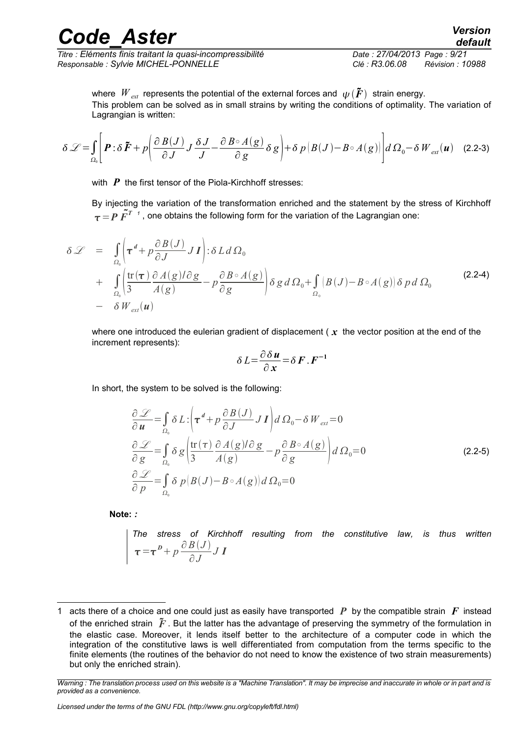where $W_{ext}$ represents the potential of the external forces and $\psi(\tilde{\boldsymbol{F}})$ strain energy.
This problem can be solved as in small strains by writing the conditions of optimality. The variation of Lagrangian is written:

$$\delta \mathscr{L} = \int_{\Omega_0} \left[ \boldsymbol{P} : \delta \tilde{\boldsymbol{F}} + p \left( \frac{\partial B(J)}{\partial J} J \frac{\delta J}{J} - \frac{\partial B \circ A(g)}{\partial g} \delta g \right) + \delta p \left( B(J) - B \circ A(g) \right) \right] d\Omega_0 - \delta W_{ext}(\boldsymbol{u}) \quad (2.2\text{-}3)$$

with $\boldsymbol{P}$ the first tensor of the Piola-Kirchhoff stresses:

By injecting the variation of the transformation enriched and the statement by the stress of Kirchhoff $\boldsymbol{\tau} = \boldsymbol{P} \tilde{\boldsymbol{F}}^T$ [1], one obtains the following form for the variation of the Lagrangian one:

$$\begin{aligned}
\delta \mathscr{L} &= \int_{\Omega_0} \left( \boldsymbol{\tau}^d + p \frac{\partial B(J)}{\partial J} J \boldsymbol{I} \right) : \delta L \, d\Omega_0 \\
&+ \int_{\Omega_0} \left( \frac{\operatorname{tr}(\boldsymbol{\tau})}{3} \frac{\partial A(g)/\partial g}{A(g)} - p \frac{\partial B \circ A(g)}{\partial g} \right) \delta g \, d\Omega_0 + \int_{\Omega_0} \left( B(J) - B \circ A(g) \right) \delta p \, d\Omega_0 \\
&- \delta W_{ext}(\boldsymbol{u})
\end{aligned} \quad (2.2\text{-}4)$$

where one introduced the eulerian gradient of displacement ( $\boldsymbol{x}$ the vector position at the end of the increment represents):

$$\delta L = \frac{\partial \delta \boldsymbol{u}}{\partial \boldsymbol{x}} = \delta \boldsymbol{F} . \boldsymbol{F}^{-1}$$

In short, the system to be solved is the following:

$$\begin{aligned}
\frac{\partial \mathscr{L}}{\partial \boldsymbol{u}} &= \int_{\Omega_0} \delta L : \left( \boldsymbol{\tau}^d + p \frac{\partial B(J)}{\partial J} J \boldsymbol{I} \right) d\Omega_0 - \delta W_{ext} = 0 \\
\frac{\partial \mathscr{L}}{\partial g} &= \int_{\Omega_0} \delta g \left( \frac{\operatorname{tr}(\tau)}{3} \frac{\partial A(g)/\partial g}{A(g)} - p \frac{\partial B \circ A(g)}{\partial g} \right) d\Omega_0 = 0 \\
\frac{\partial \mathscr{L}}{\partial p} &= \int_{\Omega_0} \delta p \left( B(J) - B \circ A(g) \right) d\Omega_0 = 0
\end{aligned} \quad (2.2\text{-}5)$$

**Note:** *:*

*The stress of Kirchhoff resulting from the constitutive law, is thus written* $\boldsymbol{\tau} = \boldsymbol{\tau}^D + p \frac{\partial B(J)}{\partial J} J \boldsymbol{I}$

---

[1] acts there of a choice and one could just as easily have transported $\boldsymbol{P}$ by the compatible strain $\boldsymbol{F}$ instead of the enriched strain $\tilde{\boldsymbol{F}}$. But the latter has the advantage of preserving the symmetry of the formulation in the elastic case. Moreover, it lends itself better to the architecture of a computer code in which the integration of the constitutive laws is well differentiated from computation from the terms specific to the finite elements (the routines of the behavior do not need to know the existence of two strain measurements) but only the enriched strain).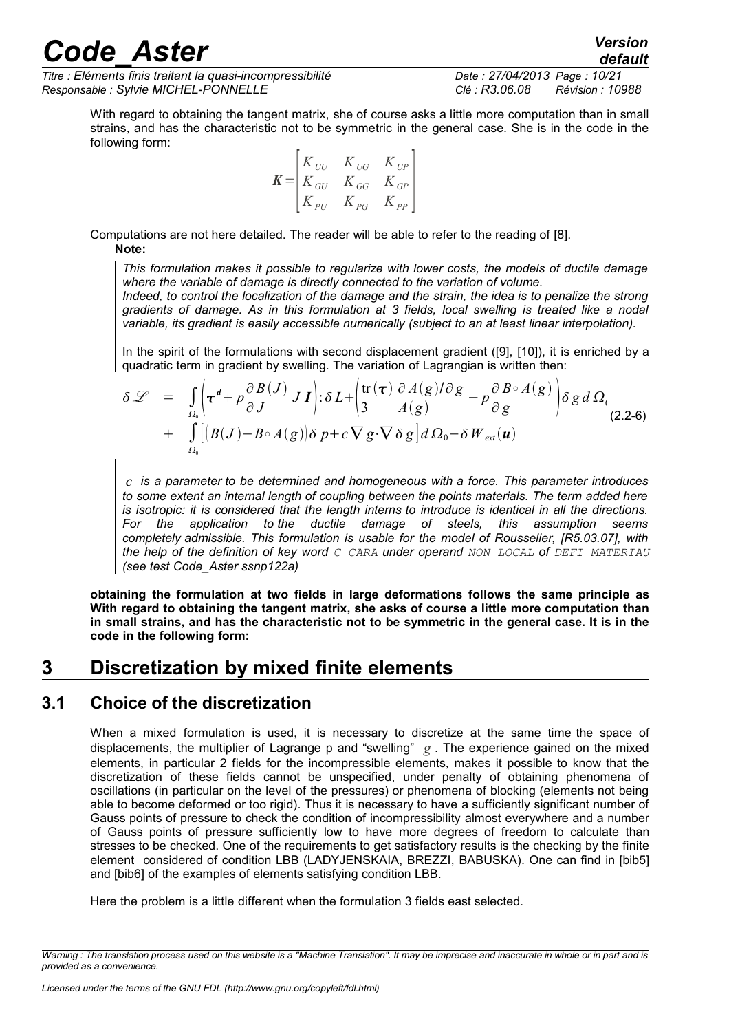With regard to obtaining the tangent matrix, she of course asks a little more computation than in small strains, and has the characteristic not to be symmetric in the general case. She is in the code in the following form:

$$
\boldsymbol{K}=\begin{bmatrix} K_{UU} & K_{UG} & K_{UP} \\ K_{GU} & K_{GG} & K_{GP} \\ K_{PU} & K_{PG} & K_{PP} \end{bmatrix}
$$

Computations are not here detailed. The reader will be able to refer to the reading of [8].

**Note:**

> *This formulation makes it possible to regularize with lower costs, the models of ductile damage where the variable of damage is directly connected to the variation of volume.*
> *Indeed, to control the localization of the damage and the strain, the idea is to penalize the strong gradients of damage. As in this formulation at 3 fields, local swelling is treated like a nodal variable, its gradient is easily accessible numerically (subject to an at least linear interpolation).*
>
> In the spirit of the formulations with second displacement gradient ([9], [10]), it is enriched by a quadratic term in gradient by swelling. The variation of Lagrangian is written then:
>
> $$
> \begin{aligned}
> \delta \mathscr{L} \;=\; & \int_{\Omega_0} \left( \boldsymbol{\tau}^{d} + p \frac{\partial B(J)}{\partial J} J \boldsymbol{I} \right) : \delta L + \left( \frac{\operatorname{tr}(\boldsymbol{\tau})}{3} \frac{\partial A(g)/\partial g}{A(g)} - p \frac{\partial B \circ A(g)}{\partial g} \right) \delta g \, d\Omega_0 \\
> & + \int_{\Omega_0} \left[ \left( B(J) - B \circ A(g) \right) \delta p + c \nabla g \cdot \nabla \delta g \right] d\Omega_0 - \delta W_{ext}(\boldsymbol{u})
> \end{aligned} \qquad (2.2\text{-}6)
> $$
>
> *$c$ is a parameter to be determined and homogeneous with a force. This parameter introduces to some extent an internal length of coupling between the points materials. The term added here is isotropic: it is considered that the length interns to introduce is identical in all the directions. For the application to the ductile damage of steels, this assumption seems completely admissible. This formulation is usable for the model of Rousselier, [R5.03.07], with the help of the definition of key word C_CARA under operand NON_LOCAL of DEFI_MATERIAU (see test Code_Aster ssnp122a)*

**obtaining the formulation at two fields in large deformations follows the same principle as With regard to obtaining the tangent matrix, she asks of course a little more computation than in small strains, and has the characteristic not to be symmetric in the general case. It is in the code in the following form:**

# 3 Discretization by mixed finite elements

## 3.1 Choice of the discretization

When a mixed formulation is used, it is necessary to discretize at the same time the space of displacements, the multiplier of Lagrange p and "swelling" $g$. The experience gained on the mixed elements, in particular 2 fields for the incompressible elements, makes it possible to know that the discretization of these fields cannot be unspecified, under penalty of obtaining phenomena of oscillations (in particular on the level of the pressures) or phenomena of blocking (elements not being able to become deformed or too rigid). Thus it is necessary to have a sufficiently significant number of Gauss points of pressure to check the condition of incompressibility almost everywhere and a number of Gauss points of pressure sufficiently low to have more degrees of freedom to calculate than stresses to be checked. One of the requirements to get satisfactory results is the checking by the finite element considered of condition LBB (LADYJENSKAIA, BREZZI, BABUSKA). One can find in [bib5] and [bib6] of the examples of elements satisfying condition LBB.

Here the problem is a little different when the formulation 3 fields east selected.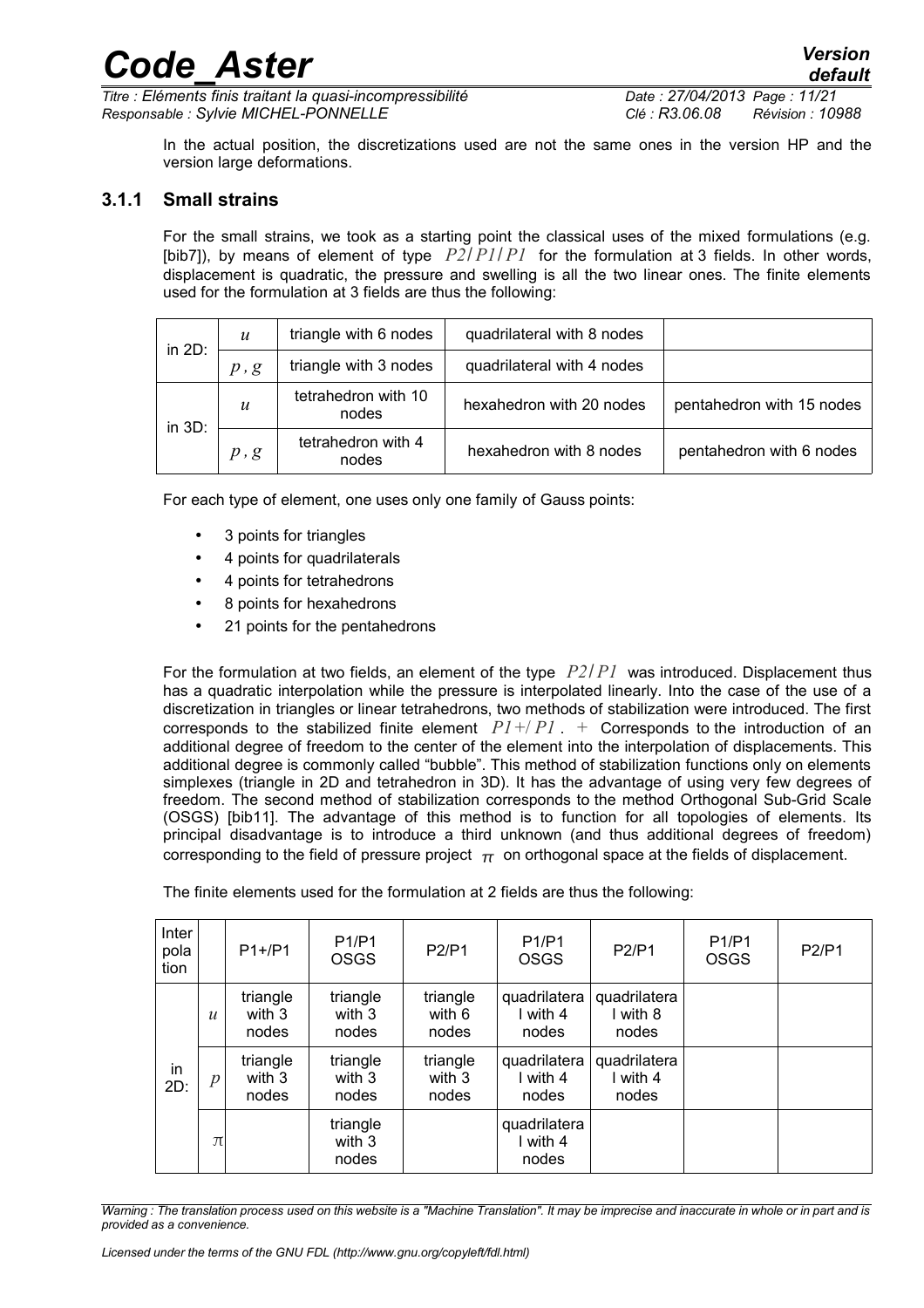In the actual position, the discretizations used are not the same ones in the version HP and the version large deformations.

### 3.1.1 Small strains

For the small strains, we took as a starting point the classical uses of the mixed formulations (e.g. [bib7]), by means of element of type $P2/P1/P1$ for the formulation at 3 fields. In other words, displacement is quadratic, the pressure and swelling is all the two linear ones. The finite elements used for the formulation at 3 fields are thus the following:

| | | | | |
|---|---|---|---|---|
| in 2D: | $u$ | triangle with 6 nodes | quadrilateral with 8 nodes | |
| | $p, g$ | triangle with 3 nodes | quadrilateral with 4 nodes | |
| in 3D: | $u$ | tetrahedron with 10 nodes | hexahedron with 20 nodes | pentahedron with 15 nodes |
| | $p, g$ | tetrahedron with 4 nodes | hexahedron with 8 nodes | pentahedron with 6 nodes |

For each type of element, one uses only one family of Gauss points:

- 3 points for triangles
- 4 points for quadrilaterals
- 4 points for tetrahedrons
- 8 points for hexahedrons
- 21 points for the pentahedrons

For the formulation at two fields, an element of the type $P2/P1$ was introduced. Displacement thus has a quadratic interpolation while the pressure is interpolated linearly. Into the case of the use of a discretization in triangles or linear tetrahedrons, two methods of stabilization were introduced. The first corresponds to the stabilized finite element $P1+/P1$. $+$ Corresponds to the introduction of an additional degree of freedom to the center of the element into the interpolation of displacements. This additional degree is commonly called "bubble". This method of stabilization functions only on elements simplexes (triangle in 2D and tetrahedron in 3D). It has the advantage of using very few degrees of freedom. The second method of stabilization corresponds to the method Orthogonal Sub-Grid Scale (OSGS) [bib11]. The advantage of this method is to function for all topologies of elements. Its principal disadvantage is to introduce a third unknown (and thus additional degrees of freedom) corresponding to the field of pressure project $\pi$ on orthogonal space at the fields of displacement.

The finite elements used for the formulation at 2 fields are thus the following:

| Interpolation | | P1+/P1 | P1/P1 OSGS | P2/P1 | P1/P1 OSGS | P2/P1 | P1/P1 OSGS | P2/P1 |
|---|---|---|---|---|---|---|---|---|
| in 2D: | $u$ | triangle with 3 nodes | triangle with 3 nodes | triangle with 6 nodes | quadrilateral with 4 nodes | quadrilateral with 8 nodes | | |
| | $p$ | triangle with 3 nodes | triangle with 3 nodes | triangle with 3 nodes | quadrilateral with 4 nodes | quadrilateral with 4 nodes | | |
| | $\pi$ | | triangle with 3 nodes | | quadrilateral with 4 nodes | | | |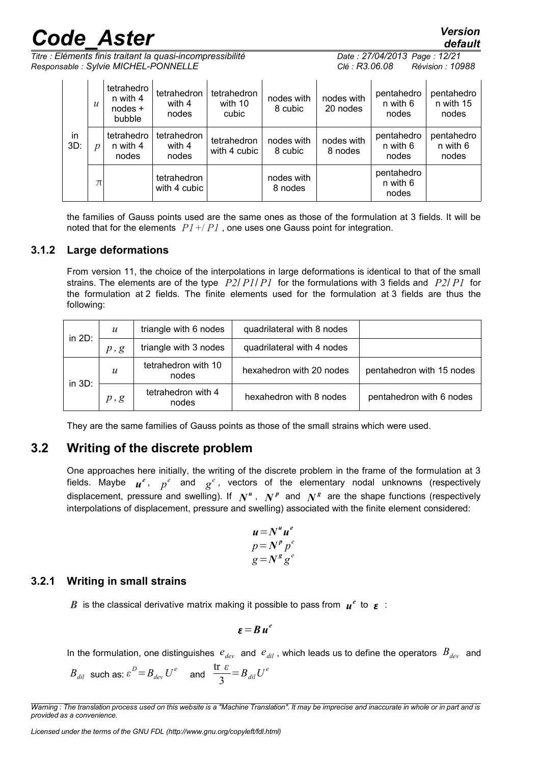| | | | | | | | | |
|---|---|---|---|---|---|---|---|---|
| in 3D: | $u$ | tetrahedron with 4 nodes + bubble | tetrahedron with 4 nodes | tetrahedron with 10 cubic | nodes with 8 cubic | nodes with 20 nodes | pentahedron with 6 nodes | pentahedron with 15 nodes |
| | $p$ | tetrahedron with 4 nodes | tetrahedron with 4 nodes | tetrahedron with 4 cubic | nodes with 8 cubic | nodes with 8 nodes | pentahedron with 6 nodes | pentahedron with 6 nodes |
| | $\pi$ | | tetrahedron with 4 cubic | | nodes with 8 nodes | | pentahedron with 6 nodes | |

the families of Gauss points used are the same ones as those of the formulation at 3 fields. It will be noted that for the elements $P1+/P1$ , one uses one Gauss point for integration.

### 3.1.2 Large deformations

From version 11, the choice of the interpolations in large deformations is identical to that of the small strains. The elements are of the type $P2/P1/P1$ for the formulations with 3 fields and $P2/P1$ for the formulation at 2 fields. The finite elements used for the formulation at 3 fields are thus the following:

| | | | | |
|---|---|---|---|---|
| in 2D: | $u$ | triangle with 6 nodes | quadrilateral with 8 nodes | |
| | $p, g$ | triangle with 3 nodes | quadrilateral with 4 nodes | |
| in 3D: | $u$ | tetrahedron with 10 nodes | hexahedron with 20 nodes | pentahedron with 15 nodes |
| | $p, g$ | tetrahedron with 4 nodes | hexahedron with 8 nodes | pentahedron with 6 nodes |

They are the same families of Gauss points as those of the small strains which were used.

## 3.2 Writing of the discrete problem

One approaches here initially, the writing of the discrete problem in the frame of the formulation at 3 fields. Maybe $\boldsymbol{u}^e$, $p^e$ and $g^e$, vectors of the elementary nodal unknowns (respectively displacement, pressure and swelling). If $\boldsymbol{N}^u$, $\boldsymbol{N}^p$ and $\boldsymbol{N}^g$ are the shape functions (respectively interpolations of displacement, pressure and swelling) associated with the finite element considered:

$$
\begin{aligned}
\boldsymbol{u} &= \boldsymbol{N}^u \boldsymbol{u}^e \\
p &= \boldsymbol{N}^p p^e \\
g &= \boldsymbol{N}^g g^e
\end{aligned}
$$

### 3.2.1 Writing in small strains

$\boldsymbol{B}$ is the classical derivative matrix making it possible to pass from $\boldsymbol{u}^e$ to $\boldsymbol{\varepsilon}$ :

$$\boldsymbol{\varepsilon} = \boldsymbol{B} \boldsymbol{u}^e$$

In the formulation, one distinguishes $e_{dev}$ and $e_{dil}$ , which leads us to define the operators $B_{dev}$ and $B_{dil}$ such as: $\varepsilon^D = B_{dev} U^e$ and $\frac{\operatorname{tr}\varepsilon}{3} = B_{dil} U^e$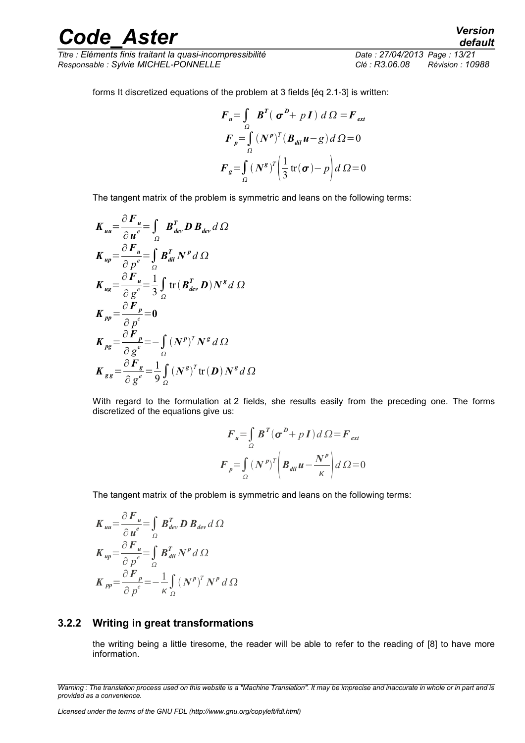forms It discretized equations of the problem at 3 fields [éq 2.1-3] is written:

$$
\boldsymbol{F}_u = \int_\Omega \boldsymbol{B}^T(\boldsymbol{\sigma}^D + p\boldsymbol{I})\, d\Omega = \boldsymbol{F}_{ext}
$$

$$
\boldsymbol{F}_p = \int_\Omega (\boldsymbol{N}^p)^T(\boldsymbol{B}_{dil}\boldsymbol{u} - g)\, d\Omega = 0
$$

$$
\boldsymbol{F}_g = \int_\Omega (\boldsymbol{N}^g)^T\left(\frac{1}{3}\operatorname{tr}(\boldsymbol{\sigma}) - p\right) d\Omega = 0
$$

The tangent matrix of the problem is symmetric and leans on the following terms:

$$
\boldsymbol{K}_{uu} = \frac{\partial \boldsymbol{F}_u}{\partial \boldsymbol{u}^e} = \int_\Omega \boldsymbol{B}_{dev}^T \boldsymbol{D}\, \boldsymbol{B}_{dev}\, d\Omega
$$

$$
\boldsymbol{K}_{up} = \frac{\partial \boldsymbol{F}_u}{\partial p^e} = \int_\Omega \boldsymbol{B}_{dil}^T \boldsymbol{N}^p\, d\Omega
$$

$$
\boldsymbol{K}_{ug} = \frac{\partial \boldsymbol{F}_u}{\partial g^e} = \frac{1}{3}\int_\Omega \operatorname{tr}(\boldsymbol{B}_{dev}^T \boldsymbol{D})\boldsymbol{N}^g\, d\Omega
$$

$$
\boldsymbol{K}_{pp} = \frac{\partial \boldsymbol{F}_p}{\partial p^e} = \boldsymbol{0}
$$

$$
\boldsymbol{K}_{pg} = \frac{\partial \boldsymbol{F}_p}{\partial g^e} = -\int_\Omega (\boldsymbol{N}^p)^T \boldsymbol{N}^g\, d\Omega
$$

$$
\boldsymbol{K}_{gg} = \frac{\partial \boldsymbol{F}_g}{\partial g^e} = \frac{1}{9}\int_\Omega (\boldsymbol{N}^g)^T \operatorname{tr}(\boldsymbol{D})\boldsymbol{N}^g\, d\Omega
$$

With regard to the formulation at 2 fields, she results easily from the preceding one. The forms discretized of the equations give us:

$$
\boldsymbol{F}_u = \int_\Omega \boldsymbol{B}^T(\boldsymbol{\sigma}^D + p\boldsymbol{I})\, d\Omega = \boldsymbol{F}_{ext}
$$

$$
\boldsymbol{F}_p = \int_\Omega (\boldsymbol{N}^p)^T\left(\boldsymbol{B}_{dil}\boldsymbol{u} - \frac{\boldsymbol{N}^p}{\kappa}\right) d\Omega = 0
$$

The tangent matrix of the problem is symmetric and leans on the following terms:

$$
\boldsymbol{K}_{uu} = \frac{\partial \boldsymbol{F}_u}{\partial \boldsymbol{u}^e} = \int_\Omega \boldsymbol{B}_{dev}^T \boldsymbol{D}\, \boldsymbol{B}_{dev}\, d\Omega
$$

$$
\boldsymbol{K}_{up} = \frac{\partial \boldsymbol{F}_u}{\partial p^e} = \int_\Omega \boldsymbol{B}_{dil}^T \boldsymbol{N}^p\, d\Omega
$$

$$
\boldsymbol{K}_{pp} = \frac{\partial \boldsymbol{F}_p}{\partial p^e} = -\frac{1}{\kappa}\int_\Omega (\boldsymbol{N}^p)^T \boldsymbol{N}^p\, d\Omega
$$

### 3.2.2 Writing in great transformations

the writing being a little tiresome, the reader will be able to refer to the reading of [8] to have more information.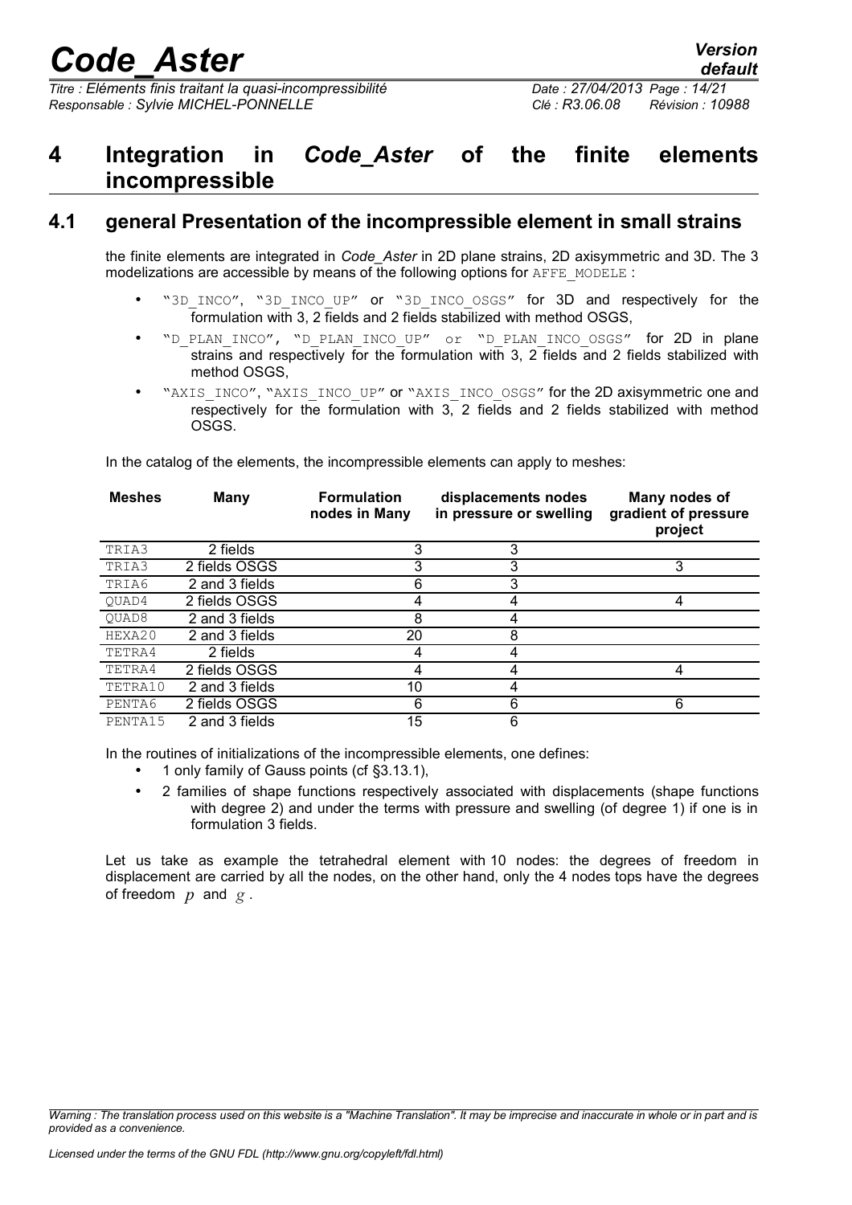# 4 Integration in *Code_Aster* of the finite elements incompressible

## 4.1 general Presentation of the incompressible element in small strains

the finite elements are integrated in *Code_Aster* in 2D plane strains, 2D axisymmetric and 3D. The 3 modelizations are accessible by means of the following options for `AFFE_MODELE` :

- "`3D_INCO`", "`3D_INCO_UP`" or "`3D_INCO_OSGS`" for 3D and respectively for the formulation with 3, 2 fields and 2 fields stabilized with method OSGS,
- "`D_PLAN_INCO`", "`D_PLAN_INCO_UP`" or "`D_PLAN_INCO_OSGS`" for 2D in plane strains and respectively for the formulation with 3, 2 fields and 2 fields stabilized with method OSGS,
- "`AXIS_INCO`", "`AXIS_INCO_UP`" or "`AXIS_INCO_OSGS`" for the 2D axisymmetric one and respectively for the formulation with 3, 2 fields and 2 fields stabilized with method OSGS.

In the catalog of the elements, the incompressible elements can apply to meshes:

| Meshes | Many | Formulation nodes in Many | displacements nodes in pressure or swelling | Many nodes of gradient of pressure project |
|---|---|---|---|---|
| TRIA3 | 2 fields | 3 | 3 | |
| TRIA3 | 2 fields OSGS | 3 | 3 | 3 |
| TRIA6 | 2 and 3 fields | 6 | 3 | |
| QUAD4 | 2 fields OSGS | 4 | 4 | 4 |
| QUAD8 | 2 and 3 fields | 8 | 4 | |
| HEXA20 | 2 and 3 fields | 20 | 8 | |
| TETRA4 | 2 fields | 4 | 4 | |
| TETRA4 | 2 fields OSGS | 4 | 4 | 4 |
| TETRA10 | 2 and 3 fields | 10 | 4 | |
| PENTA6 | 2 fields OSGS | 6 | 6 | 6 |
| PENTA15 | 2 and 3 fields | 15 | 6 | |

In the routines of initializations of the incompressible elements, one defines:

- 1 only family of Gauss points (cf §3.13.1),
- 2 families of shape functions respectively associated with displacements (shape functions with degree 2) and under the terms with pressure and swelling (of degree 1) if one is in formulation 3 fields.

Let us take as example the tetrahedral element with 10 nodes: the degrees of freedom in displacement are carried by all the nodes, on the other hand, only the 4 nodes tops have the degrees of freedom $p$ and $g$.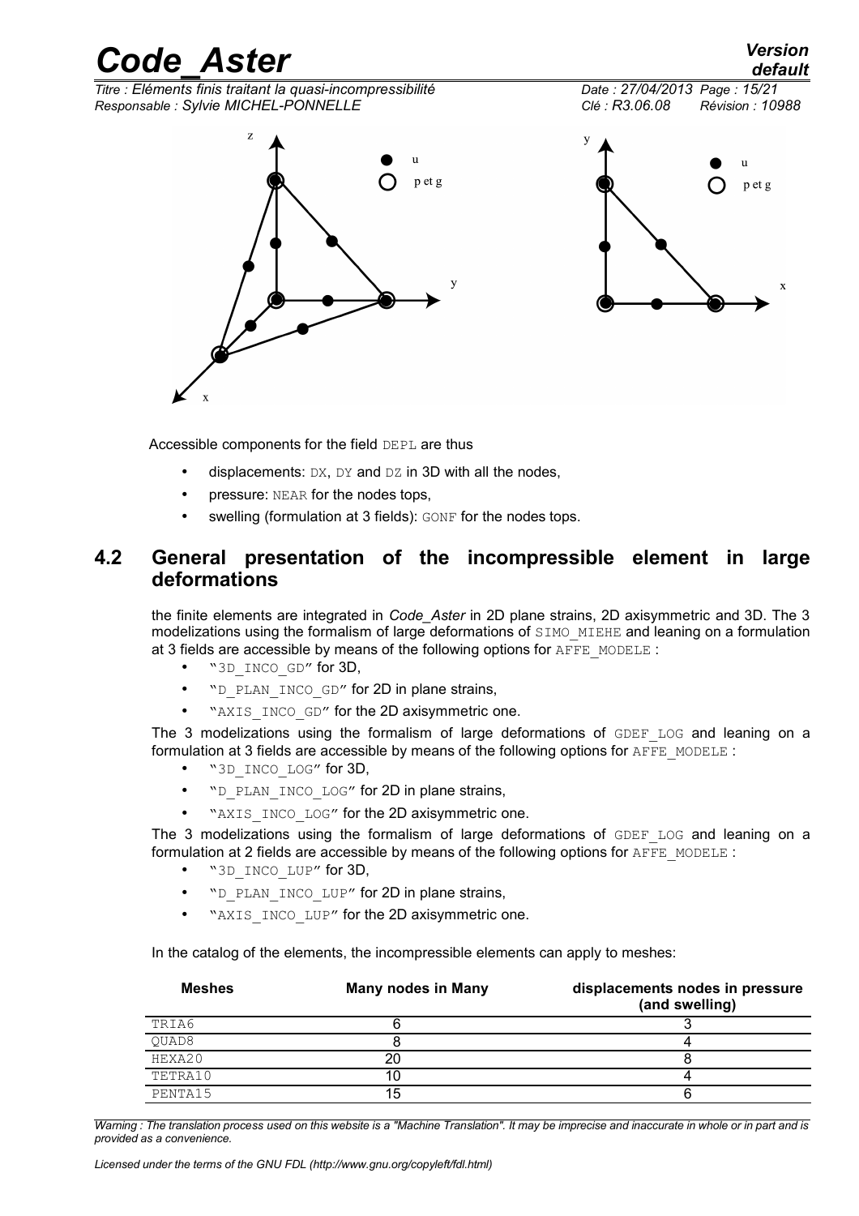Accessible components for the field DEPL are thus

- displacements: DX, DY and DZ in 3D with all the nodes,
- pressure: NEAR for the nodes tops,
- swelling (formulation at 3 fields): GONF for the nodes tops.

## 4.2 General presentation of the incompressible element in large deformations

the finite elements are integrated in *Code_Aster* in 2D plane strains, 2D axisymmetric and 3D. The 3 modelizations using the formalism of large deformations of SIMO_MIEHE and leaning on a formulation at 3 fields are accessible by means of the following options for AFFE_MODELE :

- "3D_INCO_GD" for 3D,
- "D_PLAN_INCO_GD" for 2D in plane strains,
- "AXIS_INCO_GD" for the 2D axisymmetric one.

The 3 modelizations using the formalism of large deformations of GDEF_LOG and leaning on a formulation at 3 fields are accessible by means of the following options for AFFE_MODELE :

- "3D_INCO_LOG" for 3D,
- "D_PLAN_INCO_LOG" for 2D in plane strains,
- "AXIS_INCO_LOG" for the 2D axisymmetric one.

The 3 modelizations using the formalism of large deformations of GDEF_LOG and leaning on a formulation at 2 fields are accessible by means of the following options for AFFE_MODELE :

- "3D_INCO_LUP" for 3D,
- "D_PLAN_INCO_LUP" for 2D in plane strains,
- "AXIS_INCO_LUP" for the 2D axisymmetric one.

In the catalog of the elements, the incompressible elements can apply to meshes:

| Meshes | Many nodes in Many | displacements nodes in pressure (and swelling) |
|---|---|---|
| TRIA6 | 6 | 3 |
| QUAD8 | 8 | 4 |
| HEXA20 | 20 | 8 |
| TETRA10 | 10 | 4 |
| PENTA15 | 15 | 6 |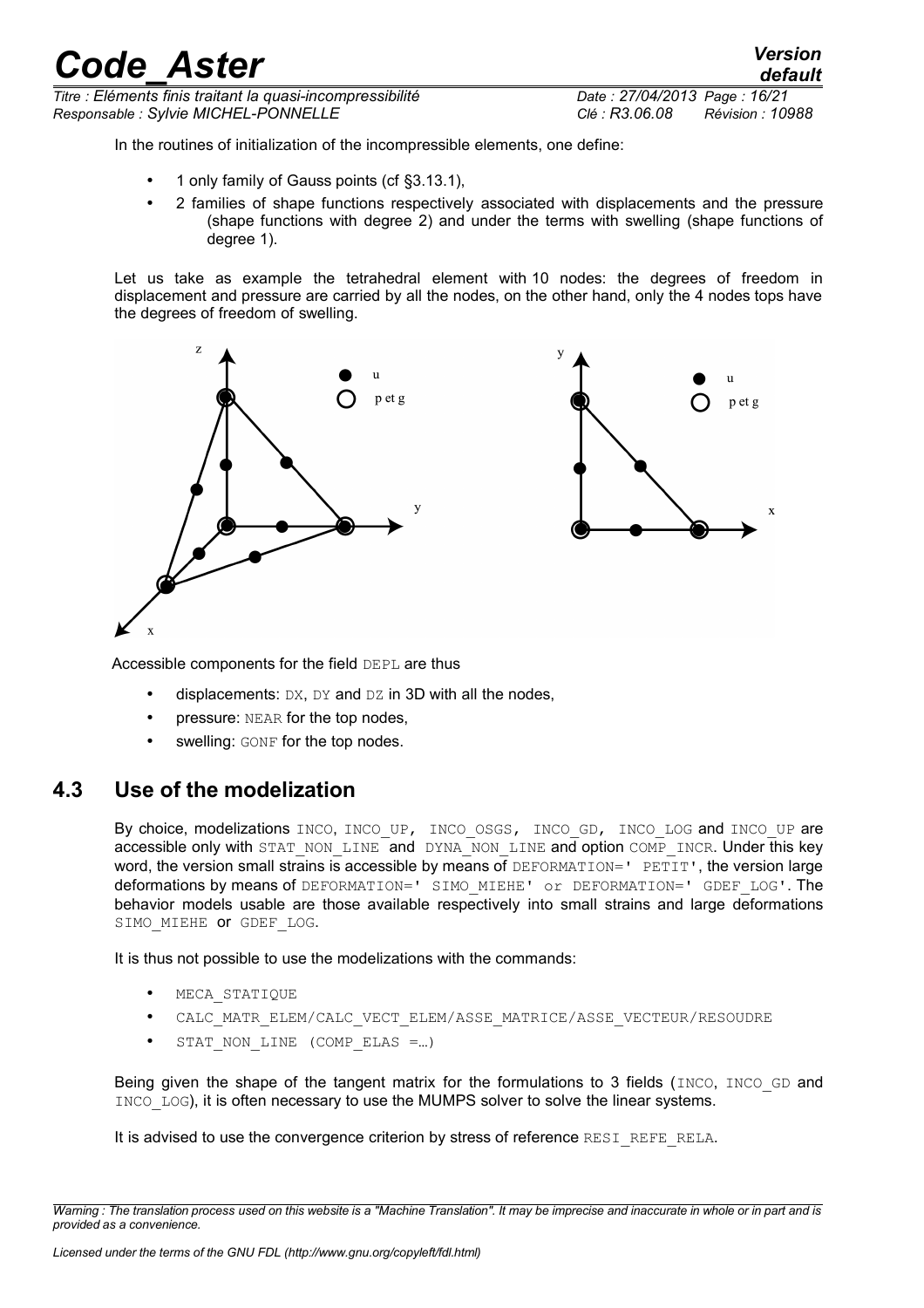In the routines of initialization of the incompressible elements, one define:

- 1 only family of Gauss points (cf §3.13.1),
- 2 families of shape functions respectively associated with displacements and the pressure (shape functions with degree 2) and under the terms with swelling (shape functions of degree 1).

Let us take as example the tetrahedral element with 10 nodes: the degrees of freedom in displacement and pressure are carried by all the nodes, on the other hand, only the 4 nodes tops have the degrees of freedom of swelling.

Accessible components for the field DEPL are thus

- displacements: DX, DY and DZ in 3D with all the nodes,
- pressure: NEAR for the top nodes,
- swelling: GONF for the top nodes.

## 4.3 Use of the modelization

By choice, modelizations INCO, INCO_UP, INCO_OSGS, INCO_GD, INCO_LOG and INCO_UP are accessible only with STAT_NON_LINE and DYNA_NON_LINE and option COMP_INCR. Under this key word, the version small strains is accessible by means of DEFORMATION=' PETIT', the version large deformations by means of DEFORMATION=' SIMO_MIEHE' or DEFORMATION=' GDEF_LOG'. The behavior models usable are those available respectively into small strains and large deformations SIMO_MIEHE or GDEF_LOG.

It is thus not possible to use the modelizations with the commands:

- MECA_STATIQUE
- CALC_MATR_ELEM/CALC_VECT_ELEM/ASSE_MATRICE/ASSE_VECTEUR/RESOUDRE
- STAT_NON_LINE (COMP_ELAS =…)

Being given the shape of the tangent matrix for the formulations to 3 fields (INCO, INCO_GD and INCO_LOG), it is often necessary to use the MUMPS solver to solve the linear systems.

It is advised to use the convergence criterion by stress of reference RESI_REFE_RELA.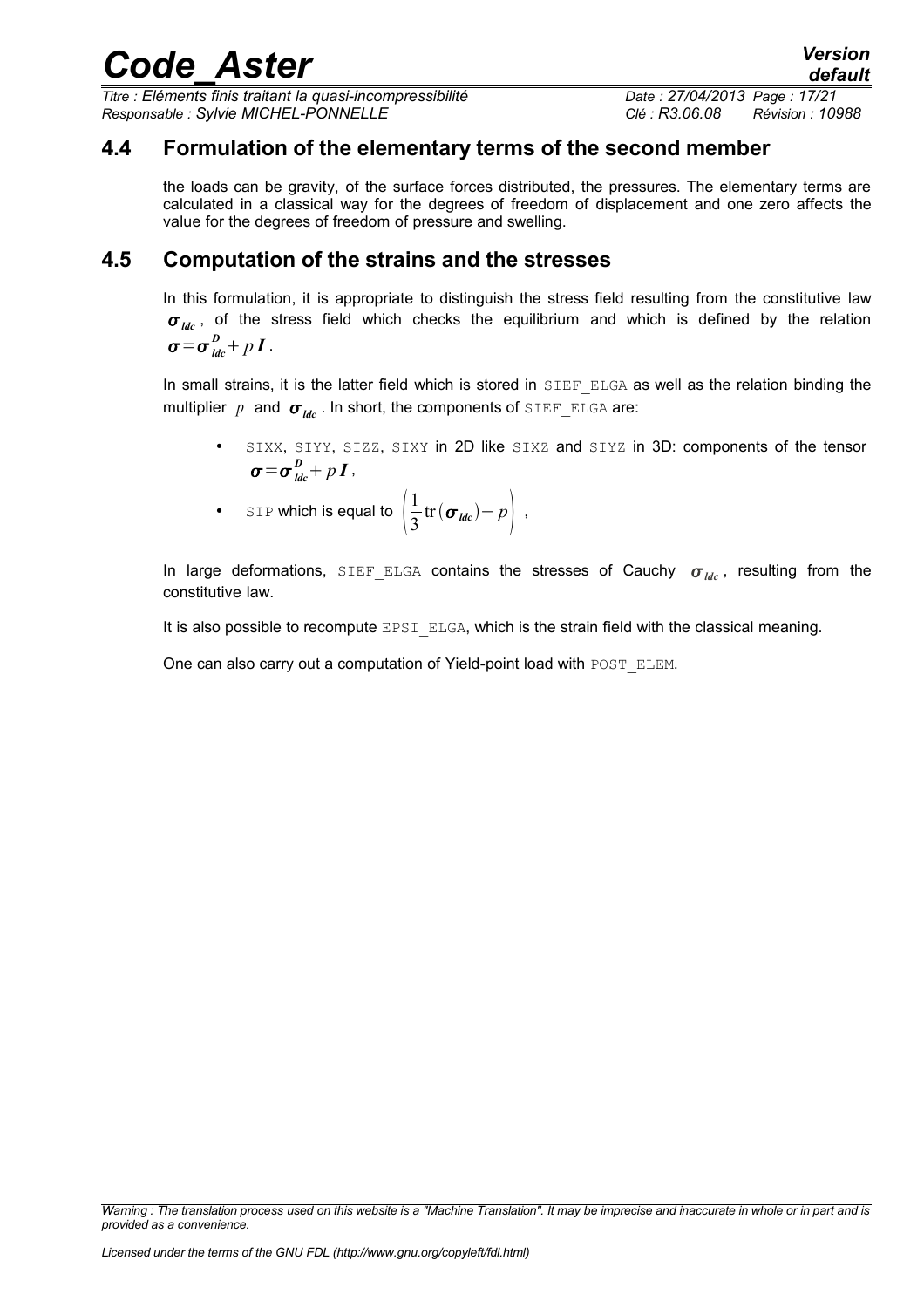## 4.4 Formulation of the elementary terms of the second member

the loads can be gravity, of the surface forces distributed, the pressures. The elementary terms are calculated in a classical way for the degrees of freedom of displacement and one zero affects the value for the degrees of freedom of pressure and swelling.

## 4.5 Computation of the strains and the stresses

In this formulation, it is appropriate to distinguish the stress field resulting from the constitutive law $\boldsymbol{\sigma}_{ldc}$, of the stress field which checks the equilibrium and which is defined by the relation $\boldsymbol{\sigma}=\boldsymbol{\sigma}^{D}_{ldc}+p\boldsymbol{I}$.

In small strains, it is the latter field which is stored in SIEF_ELGA as well as the relation binding the multiplier $p$ and $\boldsymbol{\sigma}_{ldc}$. In short, the components of SIEF_ELGA are:

- SIXX, SIYY, SIZZ, SIXY in 2D like SIXZ and SIYZ in 3D: components of the tensor $\boldsymbol{\sigma}=\boldsymbol{\sigma}^{D}_{ldc}+p\boldsymbol{I}$,
- SIP which is equal to $\left(\frac{1}{3}\operatorname{tr}(\boldsymbol{\sigma}_{ldc})-p\right)$,

In large deformations, SIEF_ELGA contains the stresses of Cauchy $\boldsymbol{\sigma}_{ldc}$, resulting from the constitutive law.

It is also possible to recompute EPSI_ELGA, which is the strain field with the classical meaning.

One can also carry out a computation of Yield-point load with POST_ELEM.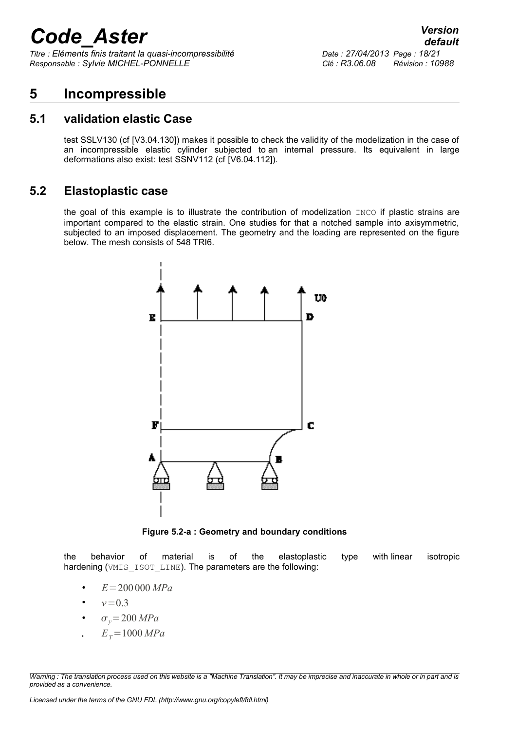# 5 Incompressible

## 5.1 validation elastic Case

test SSLV130 (cf [V3.04.130]) makes it possible to check the validity of the modelization in the case of an incompressible elastic cylinder subjected to an internal pressure. Its equivalent in large deformations also exist: test SSNV112 (cf [V6.04.112]).

## 5.2 Elastoplastic case

the goal of this example is to illustrate the contribution of modelization INCO if plastic strains are important compared to the elastic strain. One studies for that a notched sample into axisymmetric, subjected to an imposed displacement. The geometry and the loading are represented on the figure below. The mesh consists of 548 TRI6.

**Figure 5.2-a : Geometry and boundary conditions**

the behavior of material is of the elastoplastic type with linear isotropic hardening (VMIS_ISOT_LINE). The parameters are the following:

- $E = 200\,000\,MPa$
- $\nu = 0.3$
- $\sigma_y = 200\,MPa$
- $E_T = 1000\,MPa$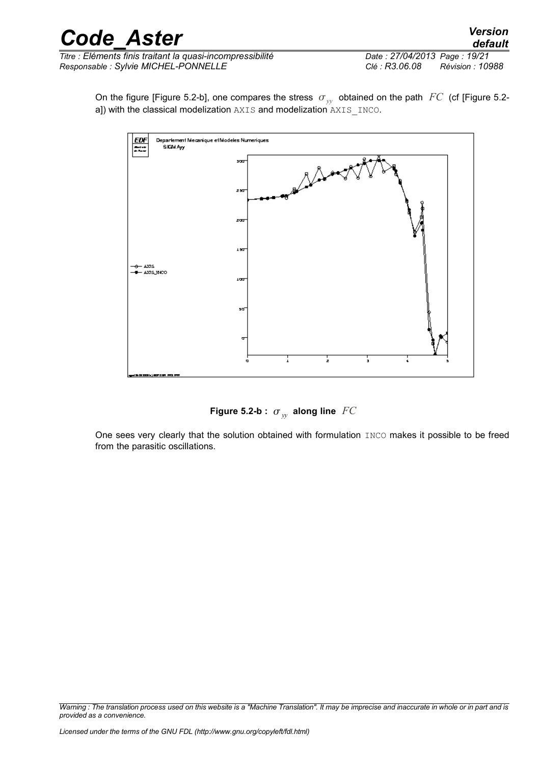On the figure [Figure 5.2-b], one compares the stress $\sigma_{yy}$ obtained on the path $FC$ (cf [Figure 5.2-a]) with the classical modelization AXIS and modelization AXIS_INCO.

**Figure 5.2-b : $\sigma_{yy}$ along line $FC$**

One sees very clearly that the solution obtained with formulation INCO makes it possible to be freed from the parasitic oscillations.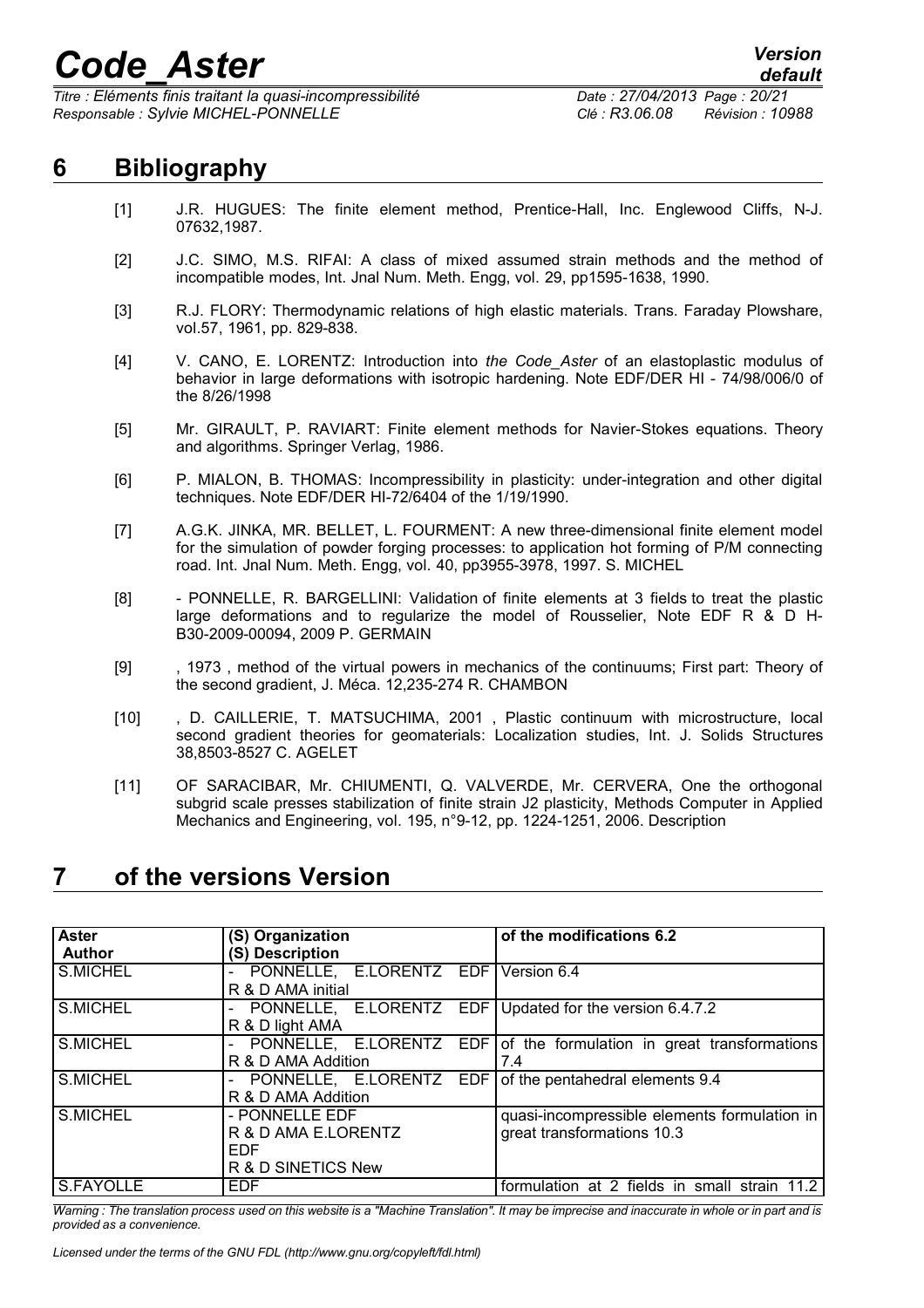# 6 Bibliography

[1] J.R. HUGUES: The finite element method, Prentice-Hall, Inc. Englewood Cliffs, N-J. 07632,1987.

[2] J.C. SIMO, M.S. RIFAI: A class of mixed assumed strain methods and the method of incompatible modes, Int. Jnal Num. Meth. Engg, vol. 29, pp1595-1638, 1990.

[3] R.J. FLORY: Thermodynamic relations of high elastic materials. Trans. Faraday Plowshare, vol.57, 1961, pp. 829-838.

[4] V. CANO, E. LORENTZ: Introduction into *the Code_Aster* of an elastoplastic modulus of behavior in large deformations with isotropic hardening. Note EDF/DER HI - 74/98/006/0 of the 8/26/1998

[5] Mr. GIRAULT, P. RAVIART: Finite element methods for Navier-Stokes equations. Theory and algorithms. Springer Verlag, 1986.

[6] P. MIALON, B. THOMAS: Incompressibility in plasticity: under-integration and other digital techniques. Note EDF/DER HI-72/6404 of the 1/19/1990.

[7] A.G.K. JINKA, MR. BELLET, L. FOURMENT: A new three-dimensional finite element model for the simulation of powder forging processes: to application hot forming of P/M connecting road. Int. Jnal Num. Meth. Engg, vol. 40, pp3955-3978, 1997. S. MICHEL

[8] - PONNELLE, R. BARGELLINI: Validation of finite elements at 3 fields to treat the plastic large deformations and to regularize the model of Rousselier, Note EDF R & D H-B30-2009-00094, 2009 P. GERMAIN

[9] , 1973 , method of the virtual powers in mechanics of the continuums; First part: Theory of the second gradient, J. Méca. 12,235-274 R. CHAMBON

[10] , D. CAILLERIE, T. MATSUCHIMA, 2001 , Plastic continuum with microstructure, local second gradient theories for geomaterials: Localization studies, Int. J. Solids Structures 38,8503-8527 C. AGELET

[11] OF SARACIBAR, Mr. CHIUMENTI, Q. VALVERDE, Mr. CERVERA, One the orthogonal subgrid scale presses stabilization of finite strain J2 plasticity, Methods Computer in Applied Mechanics and Engineering, vol. 195, n°9-12, pp. 1224-1251, 2006. Description

# 7 of the versions Version

| Aster Author | (S) Organization (S) Description | of the modifications 6.2 |
|---|---|---|
| S.MICHEL | - PONNELLE, E.LORENTZ EDF R & D AMA initial | Version 6.4 |
| S.MICHEL | - PONNELLE, E.LORENTZ EDF R & D light AMA | Updated for the version 6.4.7.2 |
| S.MICHEL | - PONNELLE, E.LORENTZ EDF R & D AMA Addition | of the formulation in great transformations 7.4 |
| S.MICHEL | - PONNELLE, E.LORENTZ EDF R & D AMA Addition | of the pentahedral elements 9.4 |
| S.MICHEL | - PONNELLE EDF R & D AMA E.LORENTZ EDF R & D SINETICS New | quasi-incompressible elements formulation in great transformations 10.3 |
| S.FAYOLLE | EDF | formulation at 2 fields in small strain 11.2 |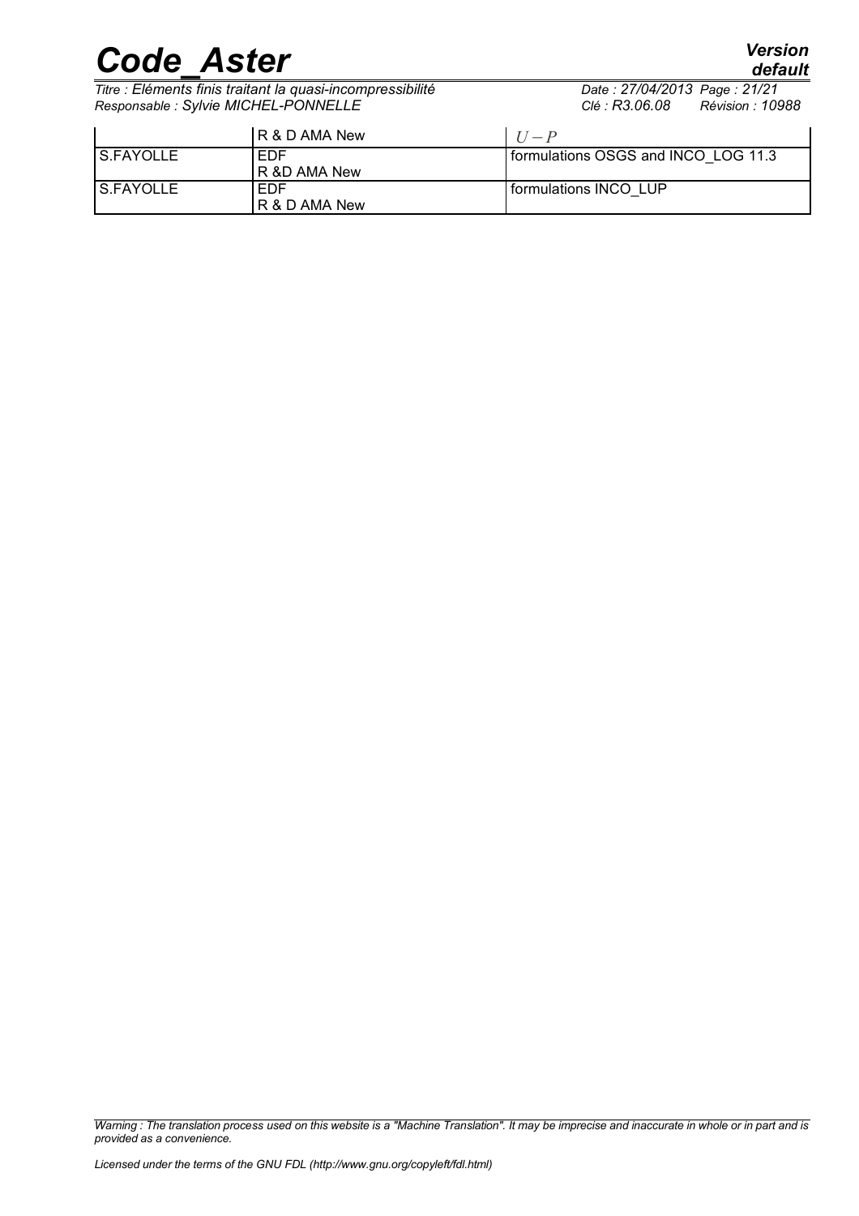| | | |
|---|---|---|
| | R & D AMA New | $U-P$ |
| S.FAYOLLE | EDF<br>R &D AMA New | formulations OSGS and INCO_LOG 11.3 |
| S.FAYOLLE | EDF<br>R & D AMA New | formulations INCO_LUP |